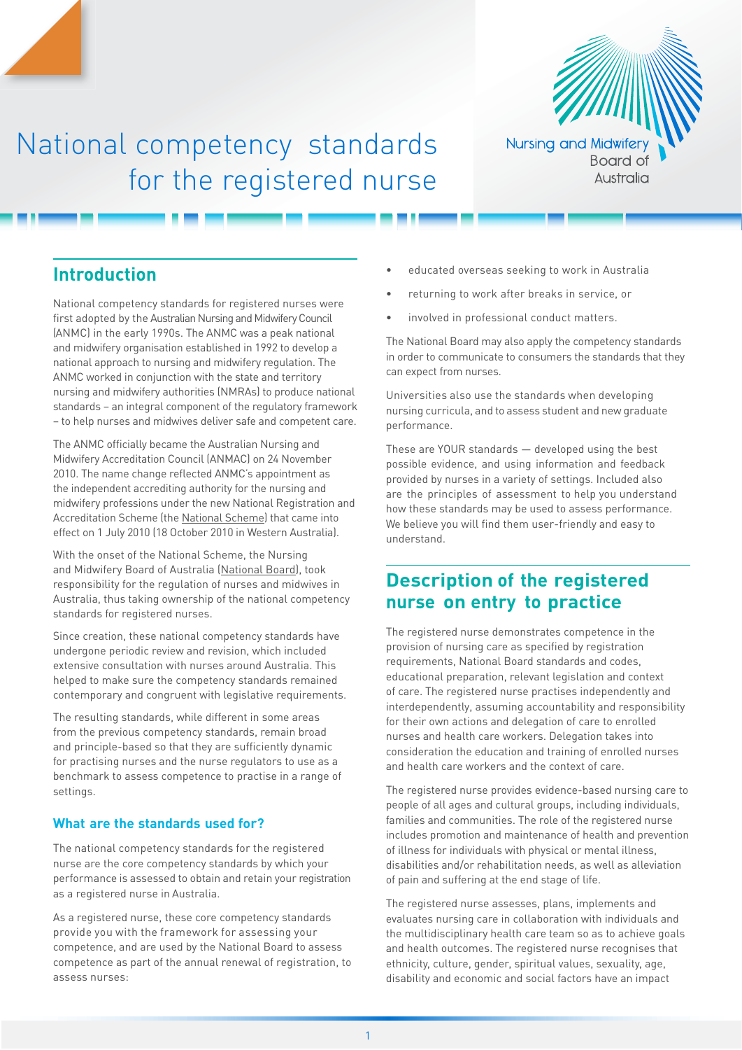# National competency standards for the registered nurse

Nursing and Midwifery Board of Australia

## Introduction

National competency standards for registered nurses were first adopted by the Australian Nursing and Midwifery Council (ANMC) in the early 1990s. The ANMC was a peak national and midwifery organisation established in 1992 to develop a national approach to nursing and midwifery regulation. The ANMC worked in conjunction with the state and territory nursing and midwifery authorities (NMRAs) to produce national standards – an integral component of the regulatory framework – to help nurses and midwives deliver safe and competent care.

The ANMC officially became the Australian Nursing and Midwifery Accreditation Council (ANMAC) on 24 November 2010. The name change reflected ANMC's appointment as the independent accrediting authority for the nursing and midwifery professions under the new National Registration and Accreditation Scheme (the National Scheme) that came into effect on 1 July 2010 (18 October 2010 in Western Australia).

With the onset of the National Scheme, the Nursing and Midwifery Board of Australia (National Board), took responsibility for the regulation of nurses and midwives in Australia, thus taking ownership of the national competency standards for registered nurses.

Since creation, these national competency standards have undergone periodic review and revision, which included extensive consultation with nurses around Australia. This helped to make sure the competency standards remained contemporary and congruent with legislative requirements.

The resulting standards, while different in some areas from the previous competency standards, remain broad and principle-based so that they are sufficiently dynamic for practising nurses and the nurse regulators to use as a benchmark to assess competence to practise in a range of settings.

### What are the standards used for?

The national competency standards for the registered nurse are the core competency standards by which your performance is assessed to obtain and retain your registration as a registered nurse in Australia.

As a registered nurse, these core competency standards provide you with the framework for assessing your competence, and are used by the National Board to assess competence as part of the annual renewal of registration, to assess nurses:

- educated overseas seeking to work in Australia
- returning to work after breaks in service, or
- involved in professional conduct matters.

The National Board may also apply the competency standards in order to communicate to consumers the standards that they can expect from nurses.

Universities also use the standards when developing nursing curricula, and to assess student and new graduate performance.

These are YOUR standards — developed using the best possible evidence, and using information and feedback provided by nurses in a variety of settings. Included also are the principles of assessment to help you understand how these standards may be used to assess performance. We believe you will find them user-friendly and easy to understand.

## Description of the registered nurse on entry to practice

The registered nurse demonstrates competence in the provision of nursing care as specified by registration requirements, National Board standards and codes, educational preparation, relevant legislation and context of care. The registered nurse practises independently and interdependently, assuming accountability and responsibility for their own actions and delegation of care to enrolled nurses and health care workers. Delegation takes into consideration the education and training of enrolled nurses and health care workers and the context of care.

The registered nurse provides evidence-based nursing care to people of all ages and cultural groups, including individuals, families and communities. The role of the registered nurse includes promotion and maintenance of health and prevention of illness for individuals with physical or mental illness, disabilities and/or rehabilitation needs, as well as alleviation of pain and suffering at the end stage of life.

The registered nurse assesses, plans, implements and evaluates nursing care in collaboration with individuals and the multidisciplinary health care team so as to achieve goals and health outcomes. The registered nurse recognises that ethnicity, culture, gender, spiritual values, sexuality, age, disability and economic and social factors have an impact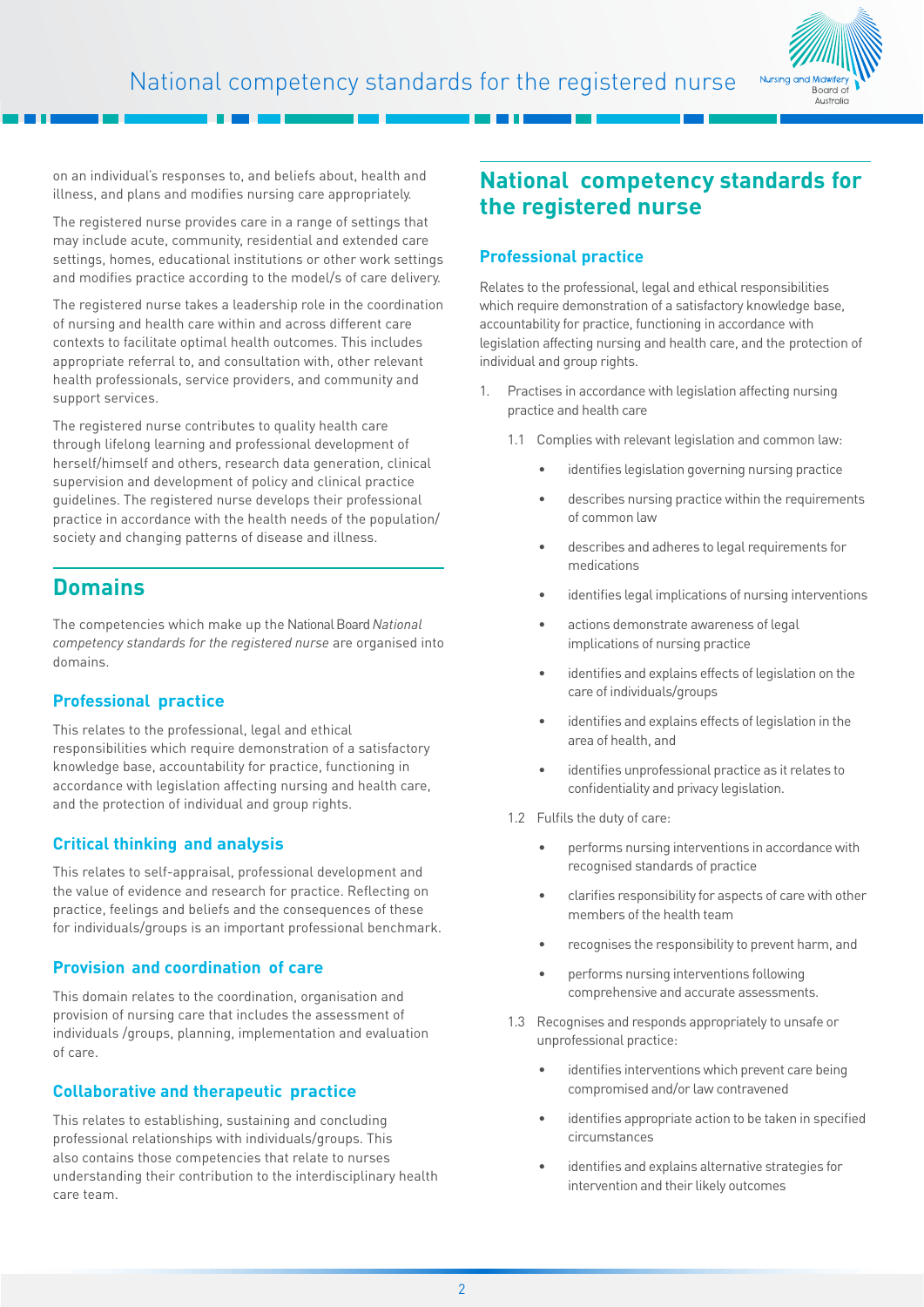on an individual's responses to, and beliefs about, health and illness, and plans and modifies nursing care appropriately.

The registered nurse provides care in a range of settings that may include acute, community, residential and extended care settings, homes, educational institutions or other work settings and modifies practice according to the model/s of care delivery.

The registered nurse takes a leadership role in the coordination of nursing and health care within and across different care contexts to facilitate optimal health outcomes. This includes appropriate referral to, and consultation with, other relevant health professionals, service providers, and community and support services.

The registered nurse contributes to quality health care through lifelong learning and professional development of herself/himself and others, research data generation, clinical supervision and development of policy and clinical practice guidelines. The registered nurse develops their professional practice in accordance with the health needs of the population/ society and changing patterns of disease and illness.

## Domains

The competencies which make up the National Board *National competency standards for the registered nurse* are organised into domains.

### Professional practice

This relates to the professional, legal and ethical responsibilities which require demonstration of a satisfactory knowledge base, accountability for practice, functioning in accordance with legislation affecting nursing and health care, and the protection of individual and group rights.

### Critical thinking and analysis

This relates to self-appraisal, professional development and the value of evidence and research for practice. Reflecting on practice, feelings and beliefs and the consequences of these for individuals/groups is an important professional benchmark.

### Provision and coordination of care

This domain relates to the coordination, organisation and provision of nursing care that includes the assessment of individuals /groups, planning, implementation and evaluation of care.

### Collaborative and therapeutic practice

This relates to establishing, sustaining and concluding professional relationships with individuals/groups. This also contains those competencies that relate to nurses understanding their contribution to the interdisciplinary health care team.

## National competency standards for the registered nurse

### Professional practice

Relates to the professional, legal and ethical responsibilities which require demonstration of a satisfactory knowledge base, accountability for practice, functioning in accordance with legislation affecting nursing and health care, and the protection of individual and group rights.

1. Practises in accordance with legislation affecting nursing practice and health care

   1.1 Complies with relevant legislation and common law:

   - identifies legislation governing nursing practice
   - describes nursing practice within the requirements of common law
   - describes and adheres to legal requirements for medications
   - identifies legal implications of nursing interventions
   - actions demonstrate awareness of legal implications of nursing practice
   - identifies and explains effects of legislation on the care of individuals/groups
   - identifies and explains effects of legislation in the area of health, and
   - identifies unprofessional practice as it relates to confidentiality and privacy legislation.

   1.2 Fulfils the duty of care:

   - performs nursing interventions in accordance with recognised standards of practice
   - clarifies responsibility for aspects of care with other members of the health team
   - recognises the responsibility to prevent harm, and
   - performs nursing interventions following comprehensive and accurate assessments.

   1.3 Recognises and responds appropriately to unsafe or unprofessional practice:

   - identifies interventions which prevent care being compromised and/or law contravened
   - identifies appropriate action to be taken in specified circumstances
   - identifies and explains alternative strategies for intervention and their likely outcomes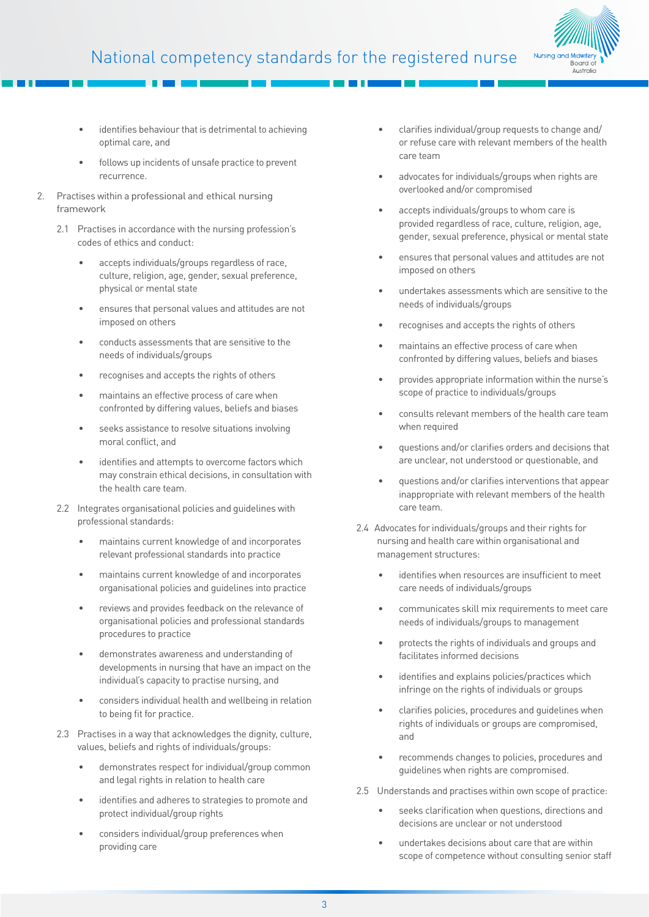- identifies behaviour that is detrimental to achieving optimal care, and
- follows up incidents of unsafe practice to prevent recurrence.

2. Practises within a professional and ethical nursing framework

   2.1 Practises in accordance with the nursing profession's codes of ethics and conduct:

   - accepts individuals/groups regardless of race, culture, religion, age, gender, sexual preference, physical or mental state
   - ensures that personal values and attitudes are not imposed on others
   - conducts assessments that are sensitive to the needs of individuals/groups
   - recognises and accepts the rights of others
   - maintains an effective process of care when confronted by differing values, beliefs and biases
   - seeks assistance to resolve situations involving moral conflict, and
   - identifies and attempts to overcome factors which may constrain ethical decisions, in consultation with the health care team.

   2.2 Integrates organisational policies and guidelines with professional standards:

   - maintains current knowledge of and incorporates relevant professional standards into practice
   - maintains current knowledge of and incorporates organisational policies and guidelines into practice
   - reviews and provides feedback on the relevance of organisational policies and professional standards procedures to practice
   - demonstrates awareness and understanding of developments in nursing that have an impact on the individual's capacity to practise nursing, and
   - considers individual health and wellbeing in relation to being fit for practice.

   2.3 Practises in a way that acknowledges the dignity, culture, values, beliefs and rights of individuals/groups:

   - demonstrates respect for individual/group common and legal rights in relation to health care
   - identifies and adheres to strategies to promote and protect individual/group rights
   - considers individual/group preferences when providing care
   - clarifies individual/group requests to change and/or refuse care with relevant members of the health care team
   - advocates for individuals/groups when rights are overlooked and/or compromised
   - accepts individuals/groups to whom care is provided regardless of race, culture, religion, age, gender, sexual preference, physical or mental state
   - ensures that personal values and attitudes are not imposed on others
   - undertakes assessments which are sensitive to the needs of individuals/groups
   - recognises and accepts the rights of others
   - maintains an effective process of care when confronted by differing values, beliefs and biases
   - provides appropriate information within the nurse's scope of practice to individuals/groups
   - consults relevant members of the health care team when required
   - questions and/or clarifies orders and decisions that are unclear, not understood or questionable, and
   - questions and/or clarifies interventions that appear inappropriate with relevant members of the health care team.

   2.4 Advocates for individuals/groups and their rights for nursing and health care within organisational and management structures:

   - identifies when resources are insufficient to meet care needs of individuals/groups
   - communicates skill mix requirements to meet care needs of individuals/groups to management
   - protects the rights of individuals and groups and facilitates informed decisions
   - identifies and explains policies/practices which infringe on the rights of individuals or groups
   - clarifies policies, procedures and guidelines when rights of individuals or groups are compromised, and
   - recommends changes to policies, procedures and guidelines when rights are compromised.

   2.5 Understands and practises within own scope of practice:

   - seeks clarification when questions, directions and decisions are unclear or not understood
   - undertakes decisions about care that are within scope of competence without consulting senior staff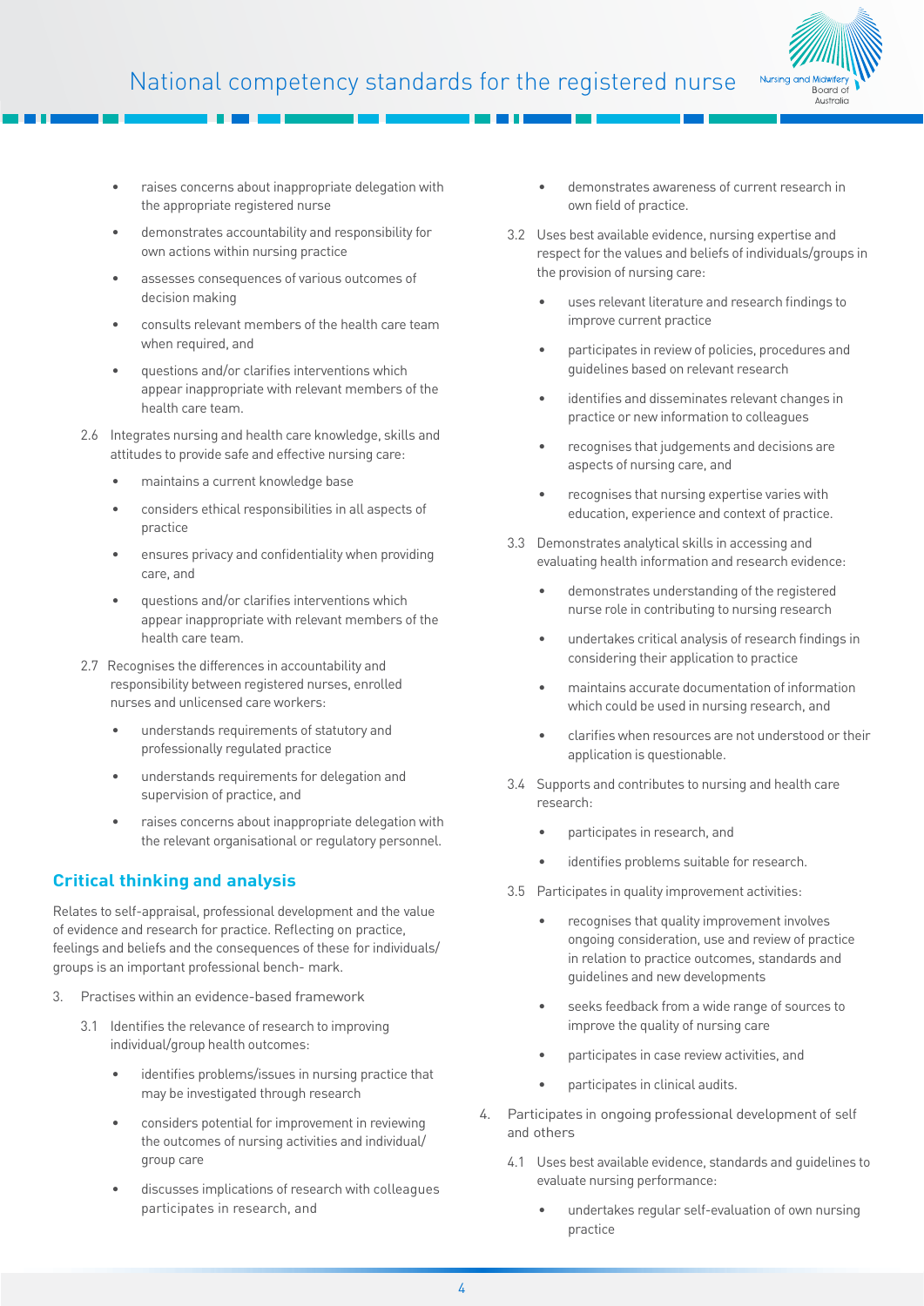- raises concerns about inappropriate delegation with the appropriate registered nurse
- demonstrates accountability and responsibility for own actions within nursing practice
- assesses consequences of various outcomes of decision making
- consults relevant members of the health care team when required, and
- questions and/or clarifies interventions which appear inappropriate with relevant members of the health care team.

2.6 Integrates nursing and health care knowledge, skills and attitudes to provide safe and effective nursing care:

- maintains a current knowledge base
- considers ethical responsibilities in all aspects of practice
- ensures privacy and confidentiality when providing care, and
- questions and/or clarifies interventions which appear inappropriate with relevant members of the health care team.

2.7 Recognises the differences in accountability and responsibility between registered nurses, enrolled nurses and unlicensed care workers:

- understands requirements of statutory and professionally regulated practice
- understands requirements for delegation and supervision of practice, and
- raises concerns about inappropriate delegation with the relevant organisational or regulatory personnel.

## Critical thinking and analysis

Relates to self-appraisal, professional development and the value of evidence and research for practice. Reflecting on practice, feelings and beliefs and the consequences of these for individuals/groups is an important professional bench- mark.

3. Practises within an evidence-based framework

3.1 Identifies the relevance of research to improving individual/group health outcomes:

- identifies problems/issues in nursing practice that may be investigated through research
- considers potential for improvement in reviewing the outcomes of nursing activities and individual/group care
- discusses implications of research with colleagues participates in research, and
- demonstrates awareness of current research in own field of practice.

3.2 Uses best available evidence, nursing expertise and respect for the values and beliefs of individuals/groups in the provision of nursing care:

- uses relevant literature and research findings to improve current practice
- participates in review of policies, procedures and guidelines based on relevant research
- identifies and disseminates relevant changes in practice or new information to colleagues
- recognises that judgements and decisions are aspects of nursing care, and
- recognises that nursing expertise varies with education, experience and context of practice.

3.3 Demonstrates analytical skills in accessing and evaluating health information and research evidence:

- demonstrates understanding of the registered nurse role in contributing to nursing research
- undertakes critical analysis of research findings in considering their application to practice
- maintains accurate documentation of information which could be used in nursing research, and
- clarifies when resources are not understood or their application is questionable.

3.4 Supports and contributes to nursing and health care research:

- participates in research, and
- identifies problems suitable for research.

3.5 Participates in quality improvement activities:

- recognises that quality improvement involves ongoing consideration, use and review of practice in relation to practice outcomes, standards and guidelines and new developments
- seeks feedback from a wide range of sources to improve the quality of nursing care
- participates in case review activities, and
- participates in clinical audits.

4. Participates in ongoing professional development of self and others

4.1 Uses best available evidence, standards and guidelines to evaluate nursing performance:

- undertakes regular self-evaluation of own nursing practice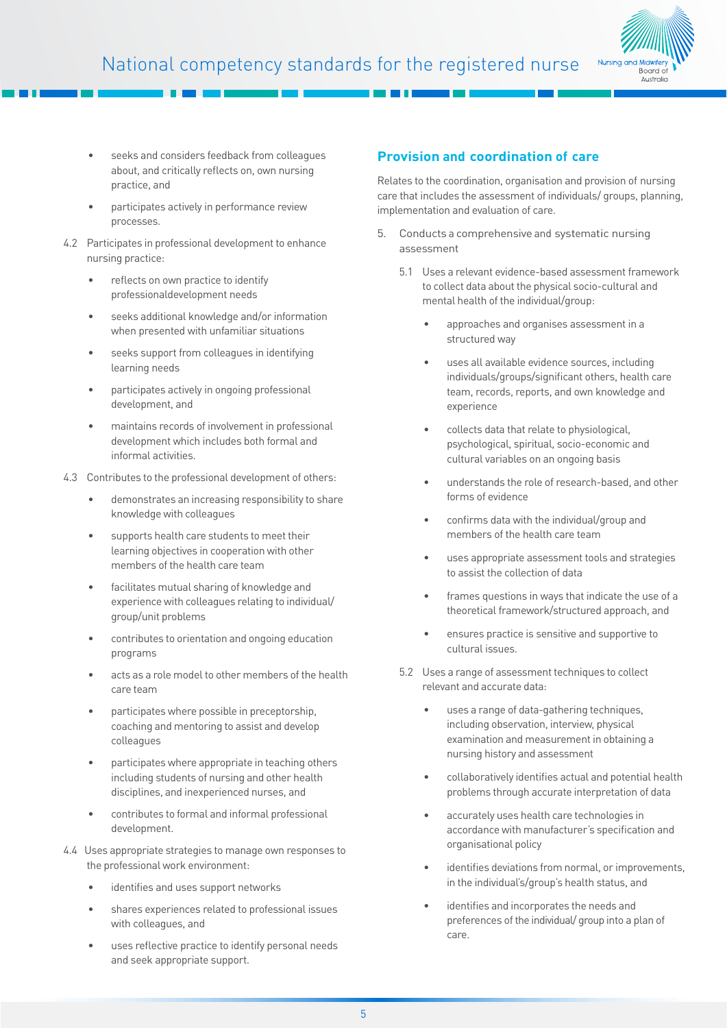- seeks and considers feedback from colleagues about, and critically reflects on, own nursing practice, and
- participates actively in performance review processes.

4.2 Participates in professional development to enhance nursing practice:

- reflects on own practice to identify professionaldevelopment needs
- seeks additional knowledge and/or information when presented with unfamiliar situations
- seeks support from colleagues in identifying learning needs
- participates actively in ongoing professional development, and
- maintains records of involvement in professional development which includes both formal and informal activities.

4.3 Contributes to the professional development of others:

- demonstrates an increasing responsibility to share knowledge with colleagues
- supports health care students to meet their learning objectives in cooperation with other members of the health care team
- facilitates mutual sharing of knowledge and experience with colleagues relating to individual/group/unit problems
- contributes to orientation and ongoing education programs
- acts as a role model to other members of the health care team
- participates where possible in preceptorship, coaching and mentoring to assist and develop colleagues
- participates where appropriate in teaching others including students of nursing and other health disciplines, and inexperienced nurses, and
- contributes to formal and informal professional development.

4.4 Uses appropriate strategies to manage own responses to the professional work environment:

- identifies and uses support networks
- shares experiences related to professional issues with colleagues, and
- uses reflective practice to identify personal needs and seek appropriate support.

## Provision and coordination of care

Relates to the coordination, organisation and provision of nursing care that includes the assessment of individuals/ groups, planning, implementation and evaluation of care.

5. Conducts a comprehensive and systematic nursing assessment

5.1 Uses a relevant evidence-based assessment framework to collect data about the physical socio-cultural and mental health of the individual/group:

- approaches and organises assessment in a structured way
- uses all available evidence sources, including individuals/groups/significant others, health care team, records, reports, and own knowledge and experience
- collects data that relate to physiological, psychological, spiritual, socio-economic and cultural variables on an ongoing basis
- understands the role of research-based, and other forms of evidence
- confirms data with the individual/group and members of the health care team
- uses appropriate assessment tools and strategies to assist the collection of data
- frames questions in ways that indicate the use of a theoretical framework/structured approach, and
- ensures practice is sensitive and supportive to cultural issues.

5.2 Uses a range of assessment techniques to collect relevant and accurate data:

- uses a range of data-gathering techniques, including observation, interview, physical examination and measurement in obtaining a nursing history and assessment
- collaboratively identifies actual and potential health problems through accurate interpretation of data
- accurately uses health care technologies in accordance with manufacturer's specification and organisational policy
- identifies deviations from normal, or improvements, in the individual's/group's health status, and
- identifies and incorporates the needs and preferences of the individual/ group into a plan of care.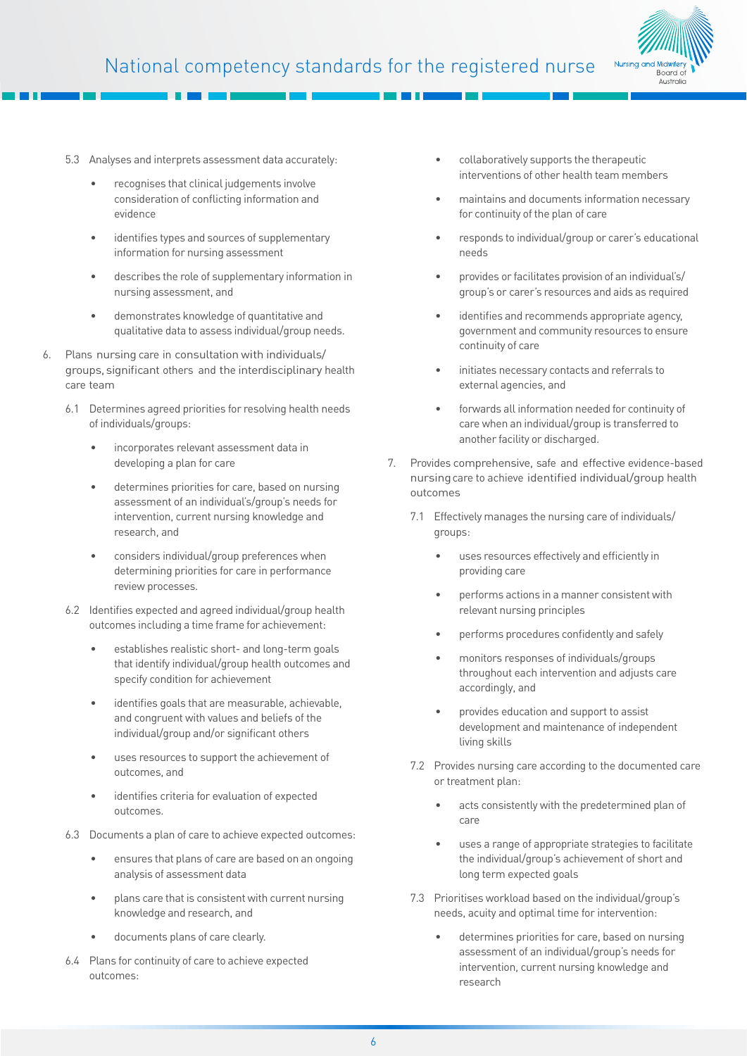5.3 Analyses and interprets assessment data accurately:

- recognises that clinical judgements involve consideration of conflicting information and evidence
- identifies types and sources of supplementary information for nursing assessment
- describes the role of supplementary information in nursing assessment, and
- demonstrates knowledge of quantitative and qualitative data to assess individual/group needs.

6. Plans nursing care in consultation with individuals/ groups, significant others and the interdisciplinary health care team

6.1 Determines agreed priorities for resolving health needs of individuals/groups:

- incorporates relevant assessment data in developing a plan for care
- determines priorities for care, based on nursing assessment of an individual's/group's needs for intervention, current nursing knowledge and research, and
- considers individual/group preferences when determining priorities for care in performance review processes.

6.2 Identifies expected and agreed individual/group health outcomes including a time frame for achievement:

- establishes realistic short- and long-term goals that identify individual/group health outcomes and specify condition for achievement
- identifies goals that are measurable, achievable, and congruent with values and beliefs of the individual/group and/or significant others
- uses resources to support the achievement of outcomes, and
- identifies criteria for evaluation of expected outcomes.

6.3 Documents a plan of care to achieve expected outcomes:

- ensures that plans of care are based on an ongoing analysis of assessment data
- plans care that is consistent with current nursing knowledge and research, and
- documents plans of care clearly.

6.4 Plans for continuity of care to achieve expected outcomes:

- collaboratively supports the therapeutic interventions of other health team members
- maintains and documents information necessary for continuity of the plan of care
- responds to individual/group or carer's educational needs
- provides or facilitates provision of an individual's/ group's or carer's resources and aids as required
- identifies and recommends appropriate agency, government and community resources to ensure continuity of care
- initiates necessary contacts and referrals to external agencies, and
- forwards all information needed for continuity of care when an individual/group is transferred to another facility or discharged.

7. Provides comprehensive, safe and effective evidence-based nursing care to achieve identified individual/group health outcomes

7.1 Effectively manages the nursing care of individuals/ groups:

- uses resources effectively and efficiently in providing care
- performs actions in a manner consistent with relevant nursing principles
- performs procedures confidently and safely
- monitors responses of individuals/groups throughout each intervention and adjusts care accordingly, and
- provides education and support to assist development and maintenance of independent living skills

7.2 Provides nursing care according to the documented care or treatment plan:

- acts consistently with the predetermined plan of care
- uses a range of appropriate strategies to facilitate the individual/group's achievement of short and long term expected goals

7.3 Prioritises workload based on the individual/group's needs, acuity and optimal time for intervention:

- determines priorities for care, based on nursing assessment of an individual/group's needs for intervention, current nursing knowledge and research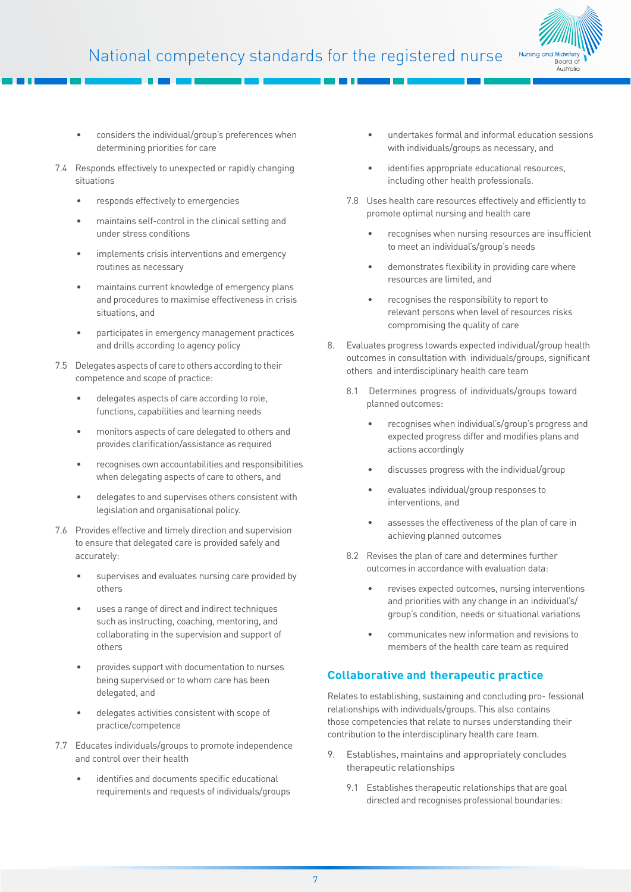- considers the individual/group's preferences when determining priorities for care

7.4 Responds effectively to unexpected or rapidly changing situations

- responds effectively to emergencies
- maintains self-control in the clinical setting and under stress conditions
- implements crisis interventions and emergency routines as necessary
- maintains current knowledge of emergency plans and procedures to maximise effectiveness in crisis situations, and
- participates in emergency management practices and drills according to agency policy

7.5 Delegates aspects of care to others according to their competence and scope of practice:

- delegates aspects of care according to role, functions, capabilities and learning needs
- monitors aspects of care delegated to others and provides clarification/assistance as required
- recognises own accountabilities and responsibilities when delegating aspects of care to others, and
- delegates to and supervises others consistent with legislation and organisational policy.

7.6 Provides effective and timely direction and supervision to ensure that delegated care is provided safely and accurately:

- supervises and evaluates nursing care provided by others
- uses a range of direct and indirect techniques such as instructing, coaching, mentoring, and collaborating in the supervision and support of others
- provides support with documentation to nurses being supervised or to whom care has been delegated, and
- delegates activities consistent with scope of practice/competence

7.7 Educates individuals/groups to promote independence and control over their health

- identifies and documents specific educational requirements and requests of individuals/groups
- undertakes formal and informal education sessions with individuals/groups as necessary, and
- identifies appropriate educational resources, including other health professionals.

7.8 Uses health care resources effectively and efficiently to promote optimal nursing and health care

- recognises when nursing resources are insufficient to meet an individual's/group's needs
- demonstrates flexibility in providing care where resources are limited, and
- recognises the responsibility to report to relevant persons when level of resources risks compromising the quality of care

8. Evaluates progress towards expected individual/group health outcomes in consultation with individuals/groups, significant others and interdisciplinary health care team

8.1 Determines progress of individuals/groups toward planned outcomes:

- recognises when individual's/group's progress and expected progress differ and modifies plans and actions accordingly
- discusses progress with the individual/group
- evaluates individual/group responses to interventions, and
- assesses the effectiveness of the plan of care in achieving planned outcomes

8.2 Revises the plan of care and determines further outcomes in accordance with evaluation data:

- revises expected outcomes, nursing interventions and priorities with any change in an individual's/group's condition, needs or situational variations
- communicates new information and revisions to members of the health care team as required

## Collaborative and therapeutic practice

Relates to establishing, sustaining and concluding pro- fessional relationships with individuals/groups. This also contains those competencies that relate to nurses understanding their contribution to the interdisciplinary health care team.

9. Establishes, maintains and appropriately concludes therapeutic relationships

9.1 Establishes therapeutic relationships that are goal directed and recognises professional boundaries: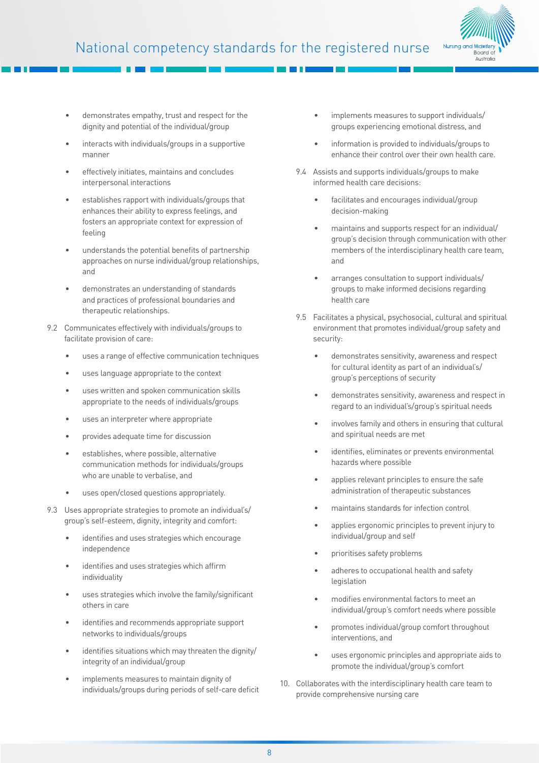- demonstrates empathy, trust and respect for the dignity and potential of the individual/group
- interacts with individuals/groups in a supportive manner
- effectively initiates, maintains and concludes interpersonal interactions
- establishes rapport with individuals/groups that enhances their ability to express feelings, and fosters an appropriate context for expression of feeling
- understands the potential benefits of partnership approaches on nurse individual/group relationships, and
- demonstrates an understanding of standards and practices of professional boundaries and therapeutic relationships.

9.2 Communicates effectively with individuals/groups to facilitate provision of care:

- uses a range of effective communication techniques
- uses language appropriate to the context
- uses written and spoken communication skills appropriate to the needs of individuals/groups
- uses an interpreter where appropriate
- provides adequate time for discussion
- establishes, where possible, alternative communication methods for individuals/groups who are unable to verbalise, and
- uses open/closed questions appropriately.

9.3 Uses appropriate strategies to promote an individual's/group's self-esteem, dignity, integrity and comfort:

- identifies and uses strategies which encourage independence
- identifies and uses strategies which affirm individuality
- uses strategies which involve the family/significant others in care
- identifies and recommends appropriate support networks to individuals/groups
- identifies situations which may threaten the dignity/integrity of an individual/group
- implements measures to maintain dignity of individuals/groups during periods of self-care deficit
- implements measures to support individuals/groups experiencing emotional distress, and
- information is provided to individuals/groups to enhance their control over their own health care.

9.4 Assists and supports individuals/groups to make informed health care decisions:

- facilitates and encourages individual/group decision-making
- maintains and supports respect for an individual/group's decision through communication with other members of the interdisciplinary health care team, and
- arranges consultation to support individuals/groups to make informed decisions regarding health care

9.5 Facilitates a physical, psychosocial, cultural and spiritual environment that promotes individual/group safety and security:

- demonstrates sensitivity, awareness and respect for cultural identity as part of an individual's/group's perceptions of security
- demonstrates sensitivity, awareness and respect in regard to an individual's/group's spiritual needs
- involves family and others in ensuring that cultural and spiritual needs are met
- identifies, eliminates or prevents environmental hazards where possible
- applies relevant principles to ensure the safe administration of therapeutic substances
- maintains standards for infection control
- applies ergonomic principles to prevent injury to individual/group and self
- prioritises safety problems
- adheres to occupational health and safety legislation
- modifies environmental factors to meet an individual/group's comfort needs where possible
- promotes individual/group comfort throughout interventions, and
- uses ergonomic principles and appropriate aids to promote the individual/group's comfort

10. Collaborates with the interdisciplinary health care team to provide comprehensive nursing care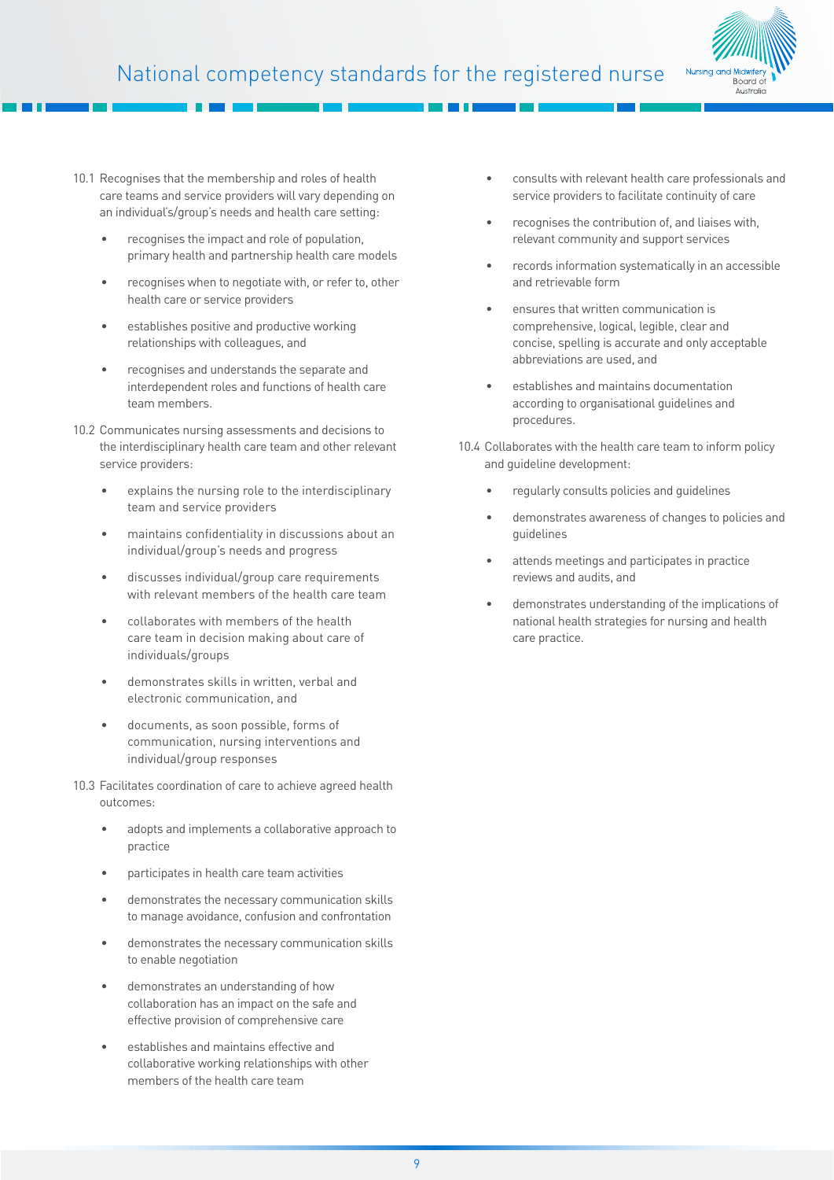10.1 Recognises that the membership and roles of health care teams and service providers will vary depending on an individual's/group's needs and health care setting:

- recognises the impact and role of population, primary health and partnership health care models
- recognises when to negotiate with, or refer to, other health care or service providers
- establishes positive and productive working relationships with colleagues, and
- recognises and understands the separate and interdependent roles and functions of health care team members.

10.2 Communicates nursing assessments and decisions to the interdisciplinary health care team and other relevant service providers:

- explains the nursing role to the interdisciplinary team and service providers
- maintains confidentiality in discussions about an individual/group's needs and progress
- discusses individual/group care requirements with relevant members of the health care team
- collaborates with members of the health care team in decision making about care of individuals/groups
- demonstrates skills in written, verbal and electronic communication, and
- documents, as soon possible, forms of communication, nursing interventions and individual/group responses

10.3 Facilitates coordination of care to achieve agreed health outcomes:

- adopts and implements a collaborative approach to practice
- participates in health care team activities
- demonstrates the necessary communication skills to manage avoidance, confusion and confrontation
- demonstrates the necessary communication skills to enable negotiation
- demonstrates an understanding of how collaboration has an impact on the safe and effective provision of comprehensive care
- establishes and maintains effective and collaborative working relationships with other members of the health care team
- consults with relevant health care professionals and service providers to facilitate continuity of care
- recognises the contribution of, and liaises with, relevant community and support services
- records information systematically in an accessible and retrievable form
- ensures that written communication is comprehensive, logical, legible, clear and concise, spelling is accurate and only acceptable abbreviations are used, and
- establishes and maintains documentation according to organisational guidelines and procedures.

10.4 Collaborates with the health care team to inform policy and guideline development:

- regularly consults policies and guidelines
- demonstrates awareness of changes to policies and guidelines
- attends meetings and participates in practice reviews and audits, and
- demonstrates understanding of the implications of national health strategies for nursing and health care practice.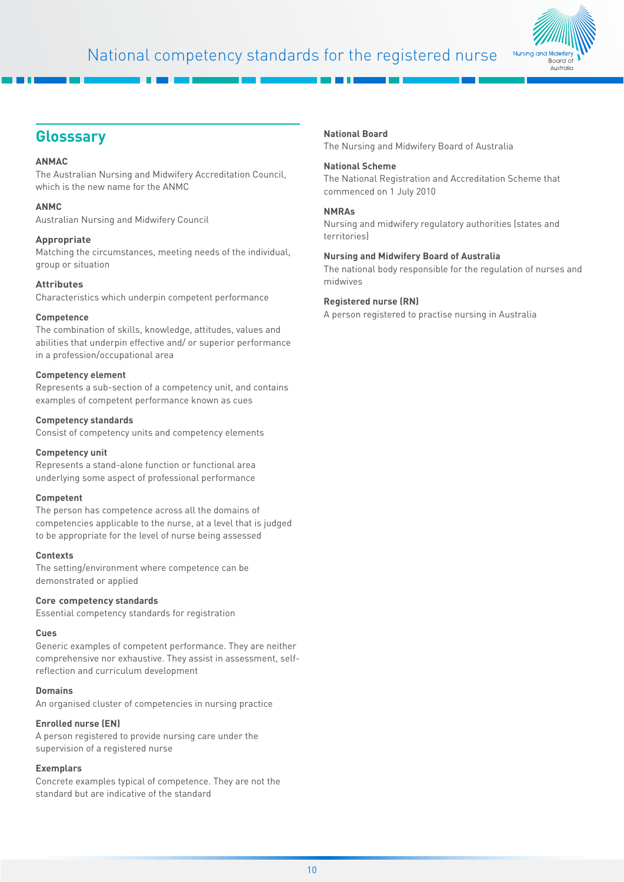## Glosssary

**ANMAC**
The Australian Nursing and Midwifery Accreditation Council, which is the new name for the ANMC

**ANMC**
Australian Nursing and Midwifery Council

**Appropriate**
Matching the circumstances, meeting needs of the individual, group or situation

**Attributes**
Characteristics which underpin competent performance

**Competence**
The combination of skills, knowledge, attitudes, values and abilities that underpin effective and/ or superior performance in a profession/occupational area

**Competency element**
Represents a sub-section of a competency unit, and contains examples of competent performance known as cues

**Competency standards**
Consist of competency units and competency elements

**Competency unit**
Represents a stand-alone function or functional area underlying some aspect of professional performance

**Competent**
The person has competence across all the domains of competencies applicable to the nurse, at a level that is judged to be appropriate for the level of nurse being assessed

**Contexts**
The setting/environment where competence can be demonstrated or applied

**Core competency standards**
Essential competency standards for registration

**Cues**
Generic examples of competent performance. They are neither comprehensive nor exhaustive. They assist in assessment, self-reflection and curriculum development

**Domains**
An organised cluster of competencies in nursing practice

**Enrolled nurse (EN)**
A person registered to provide nursing care under the supervision of a registered nurse

**Exemplars**
Concrete examples typical of competence. They are not the standard but are indicative of the standard

**National Board**
The Nursing and Midwifery Board of Australia

**National Scheme**
The National Registration and Accreditation Scheme that commenced on 1 July 2010

**NMRAs**
Nursing and midwifery regulatory authorities (states and territories)

**Nursing and Midwifery Board of Australia**
The national body responsible for the regulation of nurses and midwives

**Registered nurse (RN)**
A person registered to practise nursing in Australia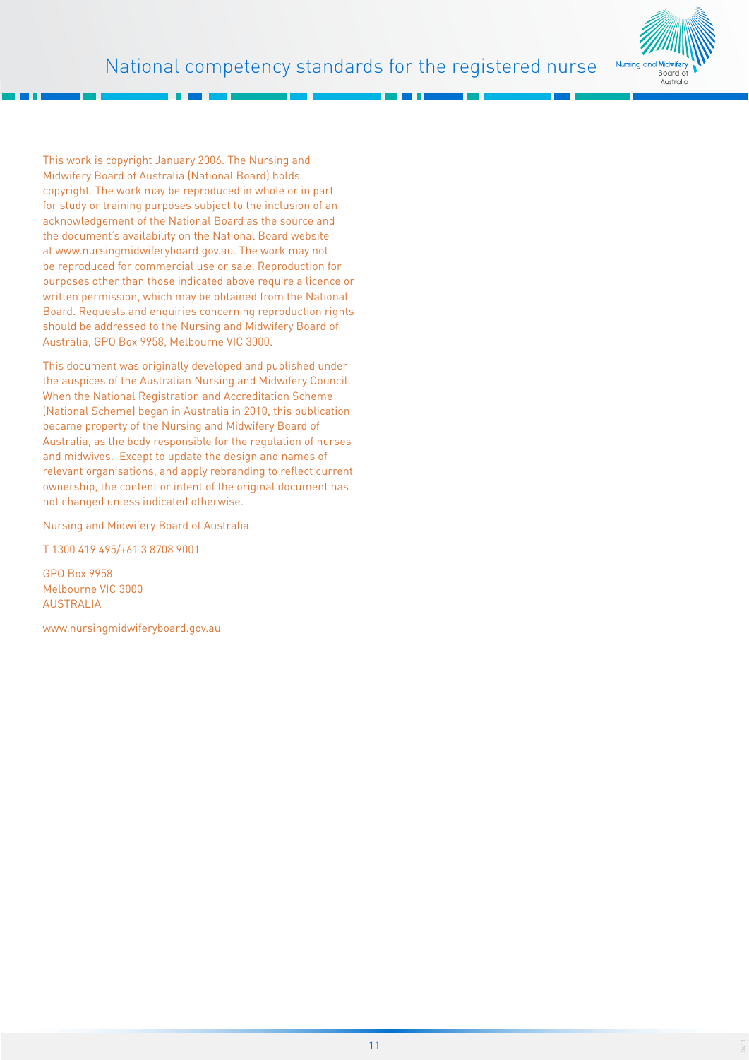This work is copyright January 2006. The Nursing and Midwifery Board of Australia (National Board) holds copyright. The work may be reproduced in whole or in part for study or training purposes subject to the inclusion of an acknowledgement of the National Board as the source and the document's availability on the National Board website at www.nursingmidwiferyboard.gov.au. The work may not be reproduced for commercial use or sale. Reproduction for purposes other than those indicated above require a licence or written permission, which may be obtained from the National Board. Requests and enquiries concerning reproduction rights should be addressed to the Nursing and Midwifery Board of Australia, GPO Box 9958, Melbourne VIC 3000.

This document was originally developed and published under the auspices of the Australian Nursing and Midwifery Council. When the National Registration and Accreditation Scheme (National Scheme) began in Australia in 2010, this publication became property of the Nursing and Midwifery Board of Australia, as the body responsible for the regulation of nurses and midwives. Except to update the design and names of relevant organisations, and apply rebranding to reflect current ownership, the content or intent of the original document has not changed unless indicated otherwise.

Nursing and Midwifery Board of Australia

T 1300 419 495/+61 3 8708 9001

GPO Box 9958  
Melbourne VIC 3000  
AUSTRALIA

www.nursingmidwiferyboard.gov.au